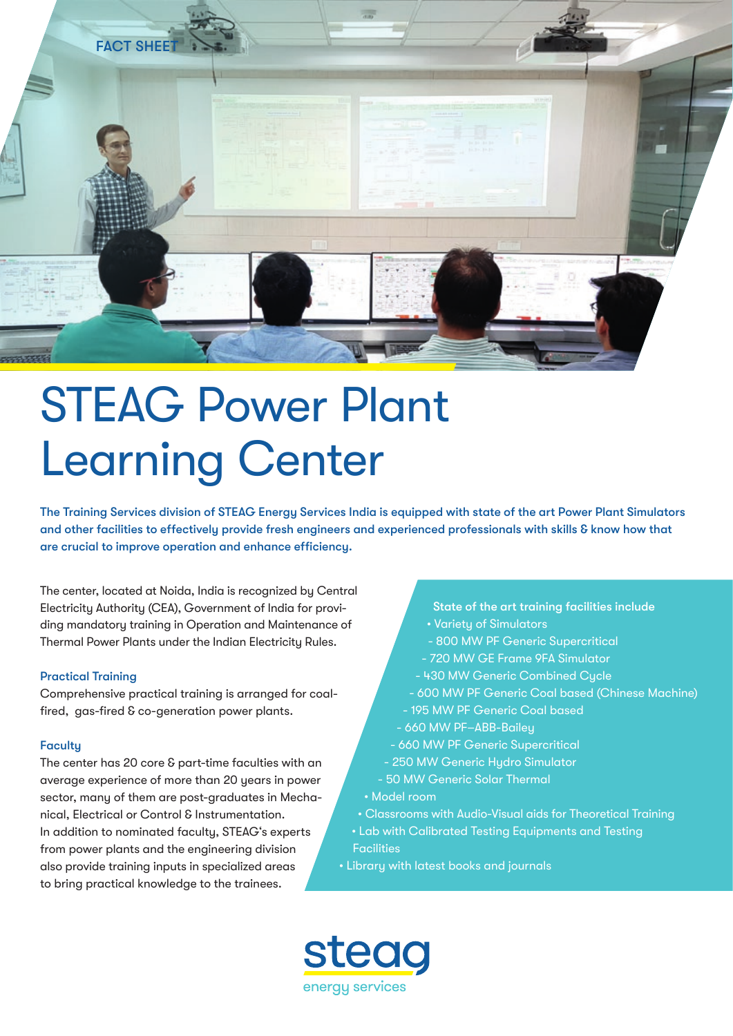FACT SHEET

# STEAG Power Plant Learning Center

**The Training Services division of STEAG Energy Services India is equipped with state of the art Power Plant Simulators and other facilities to effectively provide fresh engineers and experienced professionals with skills & know how that are crucial to improve operation and enhance efficiency.**

The center, located at Noida, India is recognized by Central Electricity Authority (CEA), Government of India for providing mandatory training in Operation and Maintenance of Thermal Power Plants under the Indian Electricity Rules.

### Practical Training

Comprehensive practical training is arranged for coal-fired, gas-fired & co-generation power plants.

### Faculty

The center has 20 core & part-time faculties with an average experience of more than 20 years in power sector, many of them are post-graduates in Mechanical, Electrical or Control & Instrumentation.
In addition to nominated faculty, STEAG's experts from power plants and the engineering division also provide training inputs in specialized areas to bring practical knowledge to the trainees.

### State of the art training facilities include

- Variety of Simulators
  - 800 MW PF Generic Supercritical
  - 720 MW GE Frame 9FA Simulator
  - 430 MW Generic Combined Cycle
  - 600 MW PF Generic Coal based (Chinese Machine)
  - 195 MW PF Generic Coal based
  - 660 MW PF–ABB-Bailey
  - 660 MW PF Generic Supercritical
  - 250 MW Generic Hydro Simulator
  - 50 MW Generic Solar Thermal
- Model room
- Classrooms with Audio-Visual aids for Theoretical Training
- Lab with Calibrated Testing Equipments and Testing Facilities
- Library with latest books and journals

steag
energy services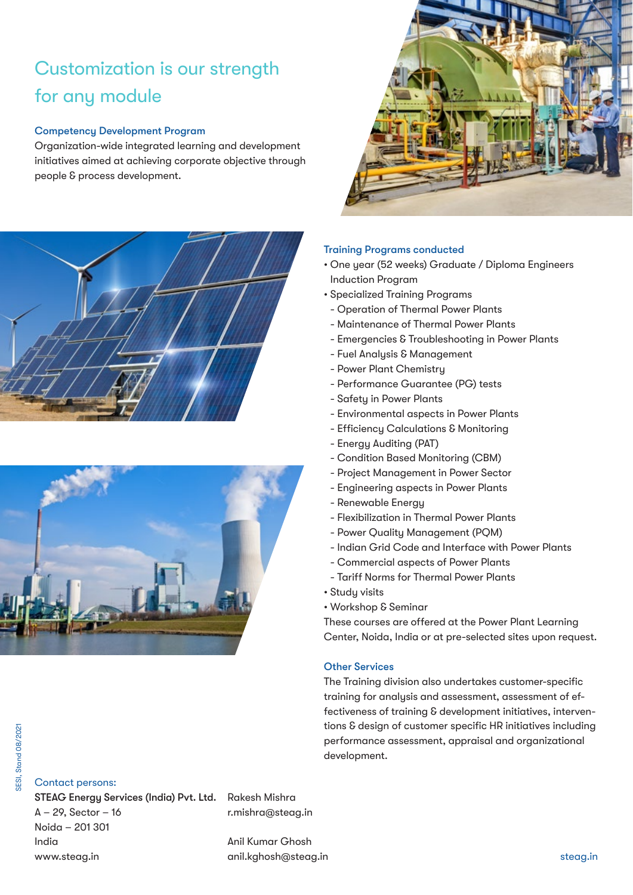# Customization is our strength for any module

### Competency Development Program

Organization-wide integrated learning and development initiatives aimed at achieving corporate objective through people & process development.

### Training Programs conducted

- One year (52 weeks) Graduate / Diploma Engineers Induction Program
- Specialized Training Programs
  - Operation of Thermal Power Plants
  - Maintenance of Thermal Power Plants
  - Emergencies & Troubleshooting in Power Plants
  - Fuel Analysis & Management
  - Power Plant Chemistry
  - Performance Guarantee (PG) tests
  - Safety in Power Plants
  - Environmental aspects in Power Plants
  - Efficiency Calculations & Monitoring
  - Energy Auditing (PAT)
  - Condition Based Monitoring (CBM)
  - Project Management in Power Sector
  - Engineering aspects in Power Plants
  - Renewable Energy
  - Flexibilization in Thermal Power Plants
  - Power Quality Management (PQM)
  - Indian Grid Code and Interface with Power Plants
  - Commercial aspects of Power Plants
  - Tariff Norms for Thermal Power Plants
- Study visits
- Workshop & Seminar

These courses are offered at the Power Plant Learning Center, Noida, India or at pre-selected sites upon request.

### Other Services

The Training division also undertakes customer-specific training for analysis and assessment, assessment of effectiveness of training & development initiatives, interventions & design of customer specific HR initiatives including performance assessment, appraisal and organizational development.

### Contact persons:

**STEAG Energy Services (India) Pvt. Ltd.**
A – 29, Sector – 16
Noida – 201 301
India
www.steag.in

Rakesh Mishra
r.mishra@steag.in

Anil Kumar Ghosh
anil.kghosh@steag.in

SESI, Stand 08/2021

steag.in